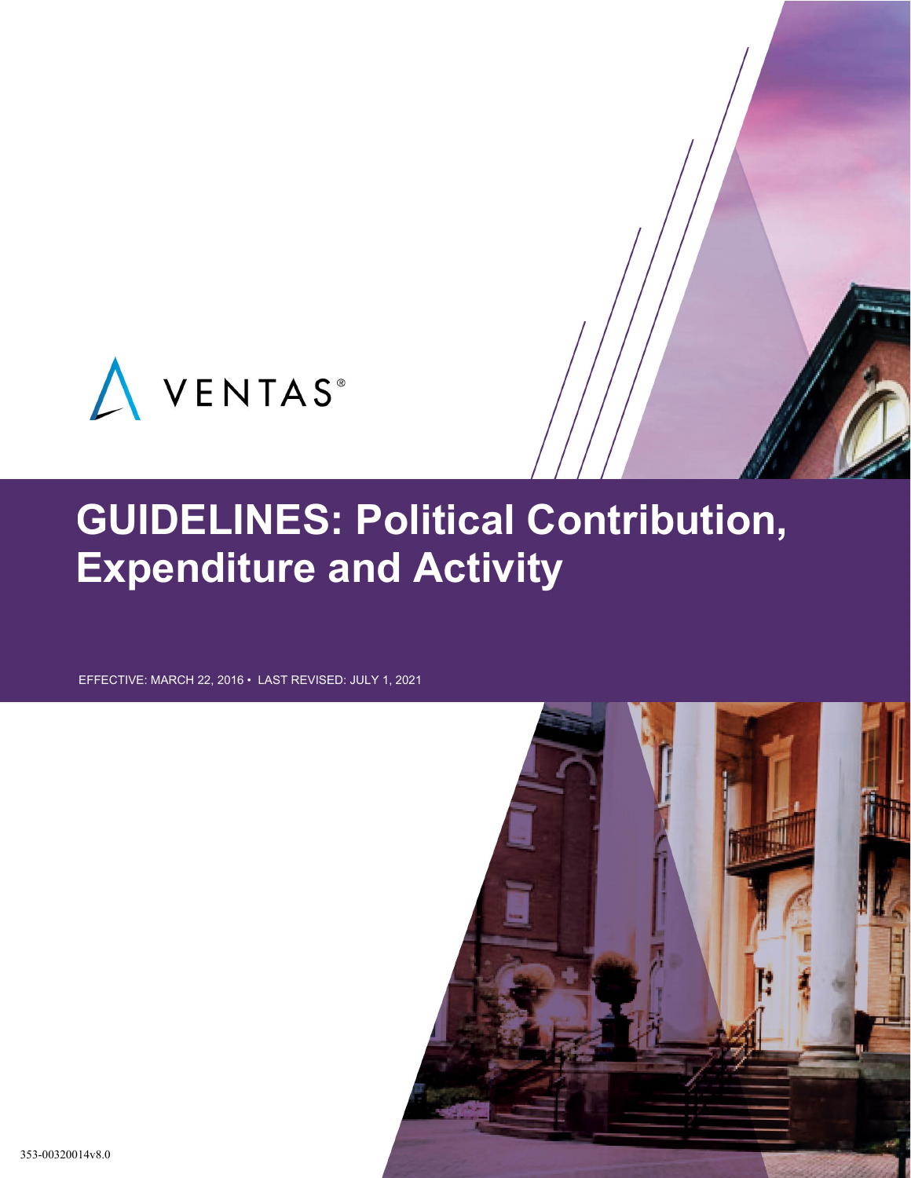VENTAS®

# GUIDELINES: Political Contribution, Expenditure and Activity

EFFECTIVE: MARCH 22, 2016 • LAST REVISED: JULY 1, 2021

353-00320014v8.0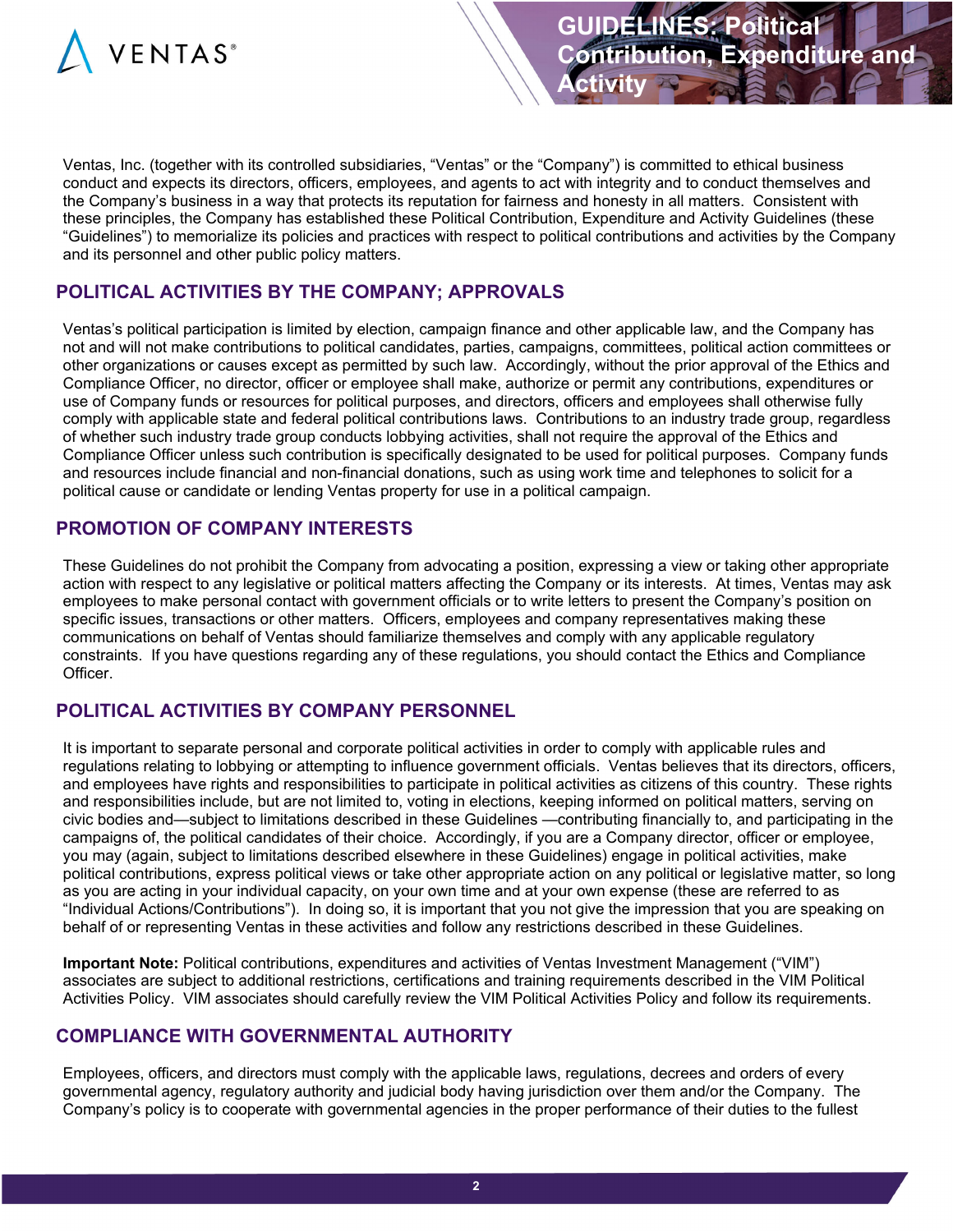# GUIDELINES: Political Contribution, Expenditure and Activity

Ventas, Inc. (together with its controlled subsidiaries, "Ventas" or the "Company") is committed to ethical business conduct and expects its directors, officers, employees, and agents to act with integrity and to conduct themselves and the Company's business in a way that protects its reputation for fairness and honesty in all matters. Consistent with these principles, the Company has established these Political Contribution, Expenditure and Activity Guidelines (these "Guidelines") to memorialize its policies and practices with respect to political contributions and activities by the Company and its personnel and other public policy matters.

## POLITICAL ACTIVITIES BY THE COMPANY; APPROVALS

Ventas's political participation is limited by election, campaign finance and other applicable law, and the Company has not and will not make contributions to political candidates, parties, campaigns, committees, political action committees or other organizations or causes except as permitted by such law. Accordingly, without the prior approval of the Ethics and Compliance Officer, no director, officer or employee shall make, authorize or permit any contributions, expenditures or use of Company funds or resources for political purposes, and directors, officers and employees shall otherwise fully comply with applicable state and federal political contributions laws. Contributions to an industry trade group, regardless of whether such industry trade group conducts lobbying activities, shall not require the approval of the Ethics and Compliance Officer unless such contribution is specifically designated to be used for political purposes. Company funds and resources include financial and non-financial donations, such as using work time and telephones to solicit for a political cause or candidate or lending Ventas property for use in a political campaign.

## PROMOTION OF COMPANY INTERESTS

These Guidelines do not prohibit the Company from advocating a position, expressing a view or taking other appropriate action with respect to any legislative or political matters affecting the Company or its interests. At times, Ventas may ask employees to make personal contact with government officials or to write letters to present the Company's position on specific issues, transactions or other matters. Officers, employees and company representatives making these communications on behalf of Ventas should familiarize themselves and comply with any applicable regulatory constraints. If you have questions regarding any of these regulations, you should contact the Ethics and Compliance Officer.

## POLITICAL ACTIVITIES BY COMPANY PERSONNEL

It is important to separate personal and corporate political activities in order to comply with applicable rules and regulations relating to lobbying or attempting to influence government officials. Ventas believes that its directors, officers, and employees have rights and responsibilities to participate in political activities as citizens of this country. These rights and responsibilities include, but are not limited to, voting in elections, keeping informed on political matters, serving on civic bodies and—subject to limitations described in these Guidelines —contributing financially to, and participating in the campaigns of, the political candidates of their choice. Accordingly, if you are a Company director, officer or employee, you may (again, subject to limitations described elsewhere in these Guidelines) engage in political activities, make political contributions, express political views or take other appropriate action on any political or legislative matter, so long as you are acting in your individual capacity, on your own time and at your own expense (these are referred to as "Individual Actions/Contributions"). In doing so, it is important that you not give the impression that you are speaking on behalf of or representing Ventas in these activities and follow any restrictions described in these Guidelines.

**Important Note:** Political contributions, expenditures and activities of Ventas Investment Management ("VIM") associates are subject to additional restrictions, certifications and training requirements described in the VIM Political Activities Policy. VIM associates should carefully review the VIM Political Activities Policy and follow its requirements.

## COMPLIANCE WITH GOVERNMENTAL AUTHORITY

Employees, officers, and directors must comply with the applicable laws, regulations, decrees and orders of every governmental agency, regulatory authority and judicial body having jurisdiction over them and/or the Company. The Company's policy is to cooperate with governmental agencies in the proper performance of their duties to the fullest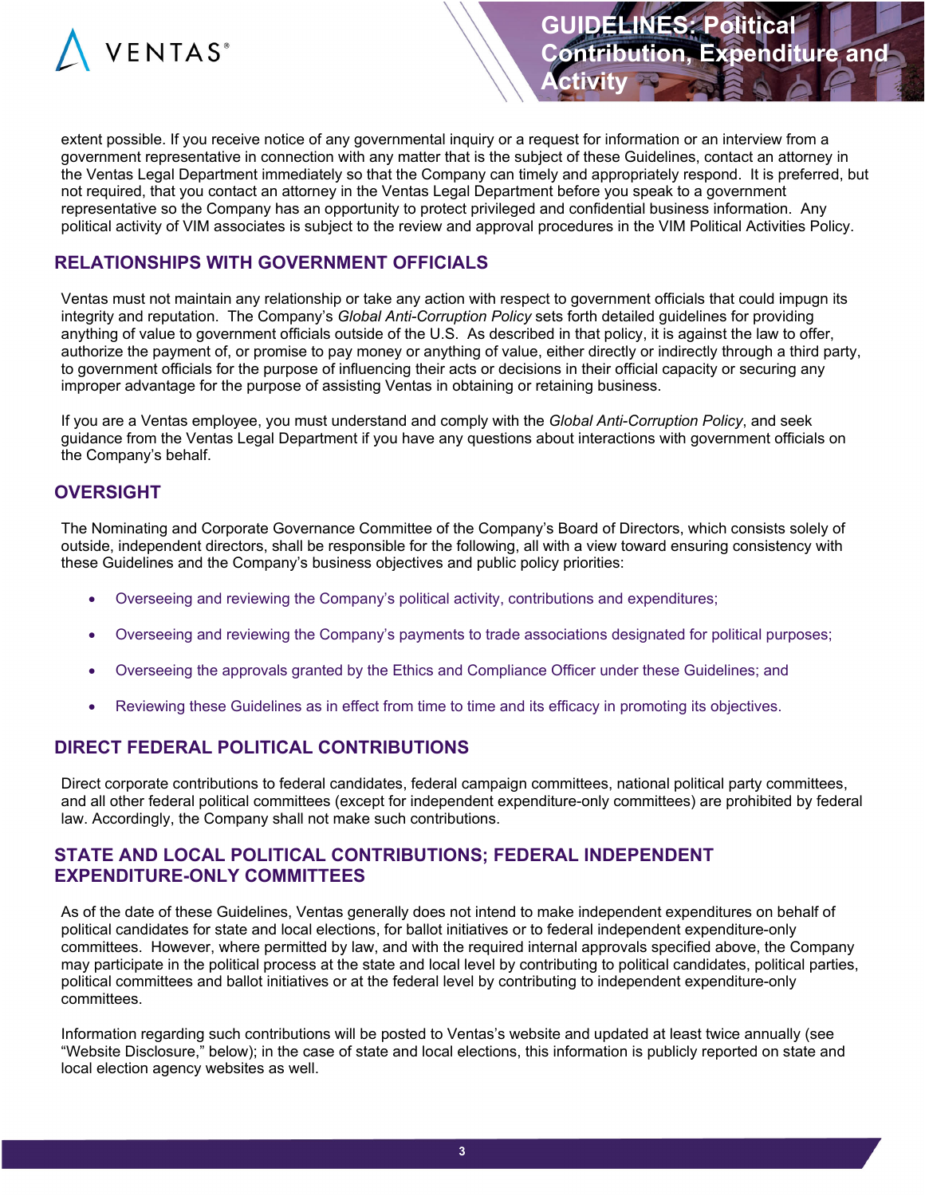extent possible. If you receive notice of any governmental inquiry or a request for information or an interview from a government representative in connection with any matter that is the subject of these Guidelines, contact an attorney in the Ventas Legal Department immediately so that the Company can timely and appropriately respond. It is preferred, but not required, that you contact an attorney in the Ventas Legal Department before you speak to a government representative so the Company has an opportunity to protect privileged and confidential business information. Any political activity of VIM associates is subject to the review and approval procedures in the VIM Political Activities Policy.

## RELATIONSHIPS WITH GOVERNMENT OFFICIALS

Ventas must not maintain any relationship or take any action with respect to government officials that could impugn its integrity and reputation. The Company's *Global Anti-Corruption Policy* sets forth detailed guidelines for providing anything of value to government officials outside of the U.S. As described in that policy, it is against the law to offer, authorize the payment of, or promise to pay money or anything of value, either directly or indirectly through a third party, to government officials for the purpose of influencing their acts or decisions in their official capacity or securing any improper advantage for the purpose of assisting Ventas in obtaining or retaining business.

If you are a Ventas employee, you must understand and comply with the *Global Anti-Corruption Policy*, and seek guidance from the Ventas Legal Department if you have any questions about interactions with government officials on the Company's behalf.

## OVERSIGHT

The Nominating and Corporate Governance Committee of the Company's Board of Directors, which consists solely of outside, independent directors, shall be responsible for the following, all with a view toward ensuring consistency with these Guidelines and the Company's business objectives and public policy priorities:

- Overseeing and reviewing the Company's political activity, contributions and expenditures;
- Overseeing and reviewing the Company's payments to trade associations designated for political purposes;
- Overseeing the approvals granted by the Ethics and Compliance Officer under these Guidelines; and
- Reviewing these Guidelines as in effect from time to time and its efficacy in promoting its objectives.

## DIRECT FEDERAL POLITICAL CONTRIBUTIONS

Direct corporate contributions to federal candidates, federal campaign committees, national political party committees, and all other federal political committees (except for independent expenditure-only committees) are prohibited by federal law. Accordingly, the Company shall not make such contributions.

## STATE AND LOCAL POLITICAL CONTRIBUTIONS; FEDERAL INDEPENDENT EXPENDITURE-ONLY COMMITTEES

As of the date of these Guidelines, Ventas generally does not intend to make independent expenditures on behalf of political candidates for state and local elections, for ballot initiatives or to federal independent expenditure-only committees. However, where permitted by law, and with the required internal approvals specified above, the Company may participate in the political process at the state and local level by contributing to political candidates, political parties, political committees and ballot initiatives or at the federal level by contributing to independent expenditure-only committees.

Information regarding such contributions will be posted to Ventas's website and updated at least twice annually (see "Website Disclosure," below); in the case of state and local elections, this information is publicly reported on state and local election agency websites as well.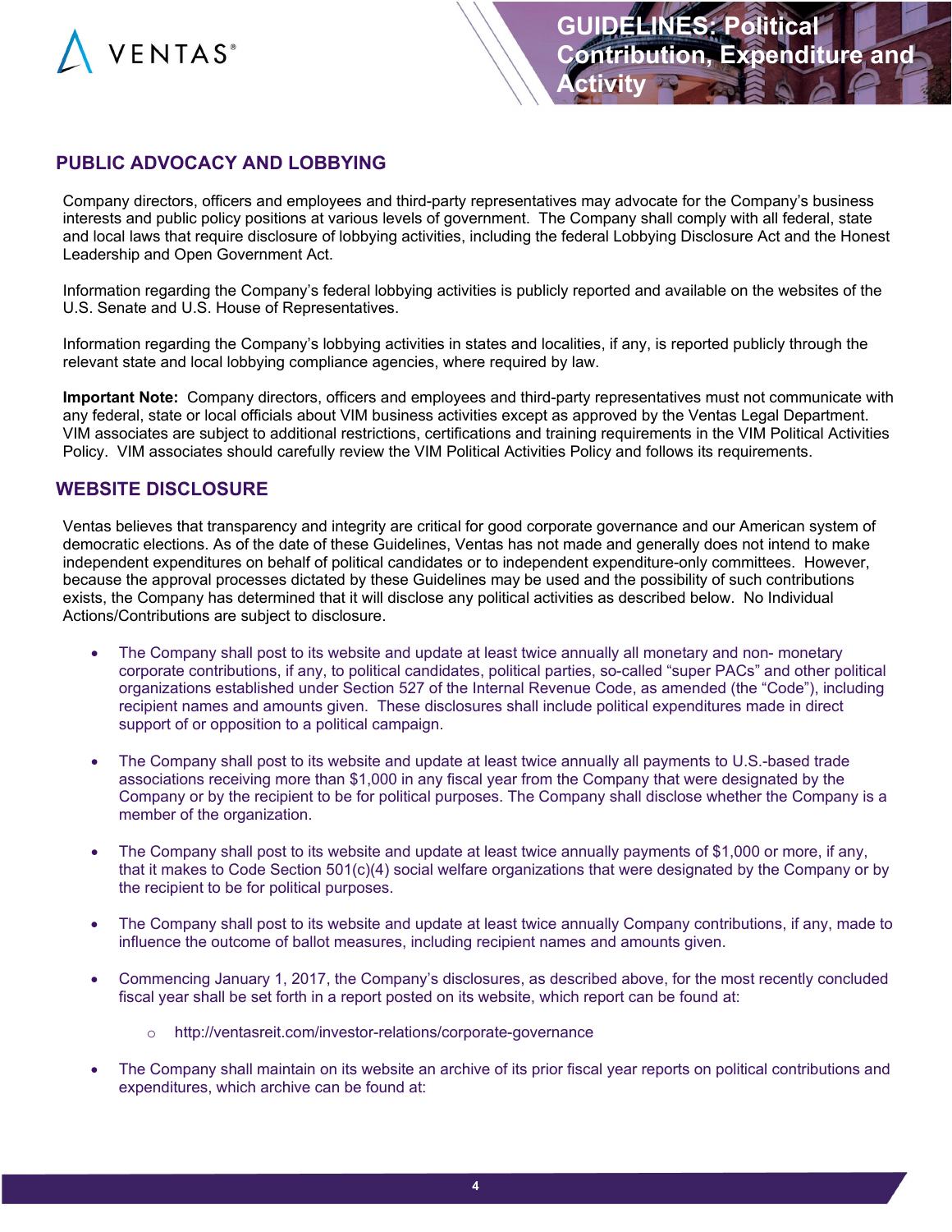## PUBLIC ADVOCACY AND LOBBYING

Company directors, officers and employees and third-party representatives may advocate for the Company's business interests and public policy positions at various levels of government. The Company shall comply with all federal, state and local laws that require disclosure of lobbying activities, including the federal Lobbying Disclosure Act and the Honest Leadership and Open Government Act.

Information regarding the Company's federal lobbying activities is publicly reported and available on the websites of the U.S. Senate and U.S. House of Representatives.

Information regarding the Company's lobbying activities in states and localities, if any, is reported publicly through the relevant state and local lobbying compliance agencies, where required by law.

**Important Note:** Company directors, officers and employees and third-party representatives must not communicate with any federal, state or local officials about VIM business activities except as approved by the Ventas Legal Department. VIM associates are subject to additional restrictions, certifications and training requirements in the VIM Political Activities Policy. VIM associates should carefully review the VIM Political Activities Policy and follows its requirements.

## WEBSITE DISCLOSURE

Ventas believes that transparency and integrity are critical for good corporate governance and our American system of democratic elections. As of the date of these Guidelines, Ventas has not made and generally does not intend to make independent expenditures on behalf of political candidates or to independent expenditure-only committees. However, because the approval processes dictated by these Guidelines may be used and the possibility of such contributions exists, the Company has determined that it will disclose any political activities as described below. No Individual Actions/Contributions are subject to disclosure.

- The Company shall post to its website and update at least twice annually all monetary and non- monetary corporate contributions, if any, to political candidates, political parties, so-called "super PACs" and other political organizations established under Section 527 of the Internal Revenue Code, as amended (the "Code"), including recipient names and amounts given. These disclosures shall include political expenditures made in direct support of or opposition to a political campaign.

- The Company shall post to its website and update at least twice annually all payments to U.S.-based trade associations receiving more than $1,000 in any fiscal year from the Company that were designated by the Company or by the recipient to be for political purposes. The Company shall disclose whether the Company is a member of the organization.

- The Company shall post to its website and update at least twice annually payments of $1,000 or more, if any, that it makes to Code Section 501(c)(4) social welfare organizations that were designated by the Company or by the recipient to be for political purposes.

- The Company shall post to its website and update at least twice annually Company contributions, if any, made to influence the outcome of ballot measures, including recipient names and amounts given.

- Commencing January 1, 2017, the Company's disclosures, as described above, for the most recently concluded fiscal year shall be set forth in a report posted on its website, which report can be found at:
  - http://ventasreit.com/investor-relations/corporate-governance

- The Company shall maintain on its website an archive of its prior fiscal year reports on political contributions and expenditures, which archive can be found at: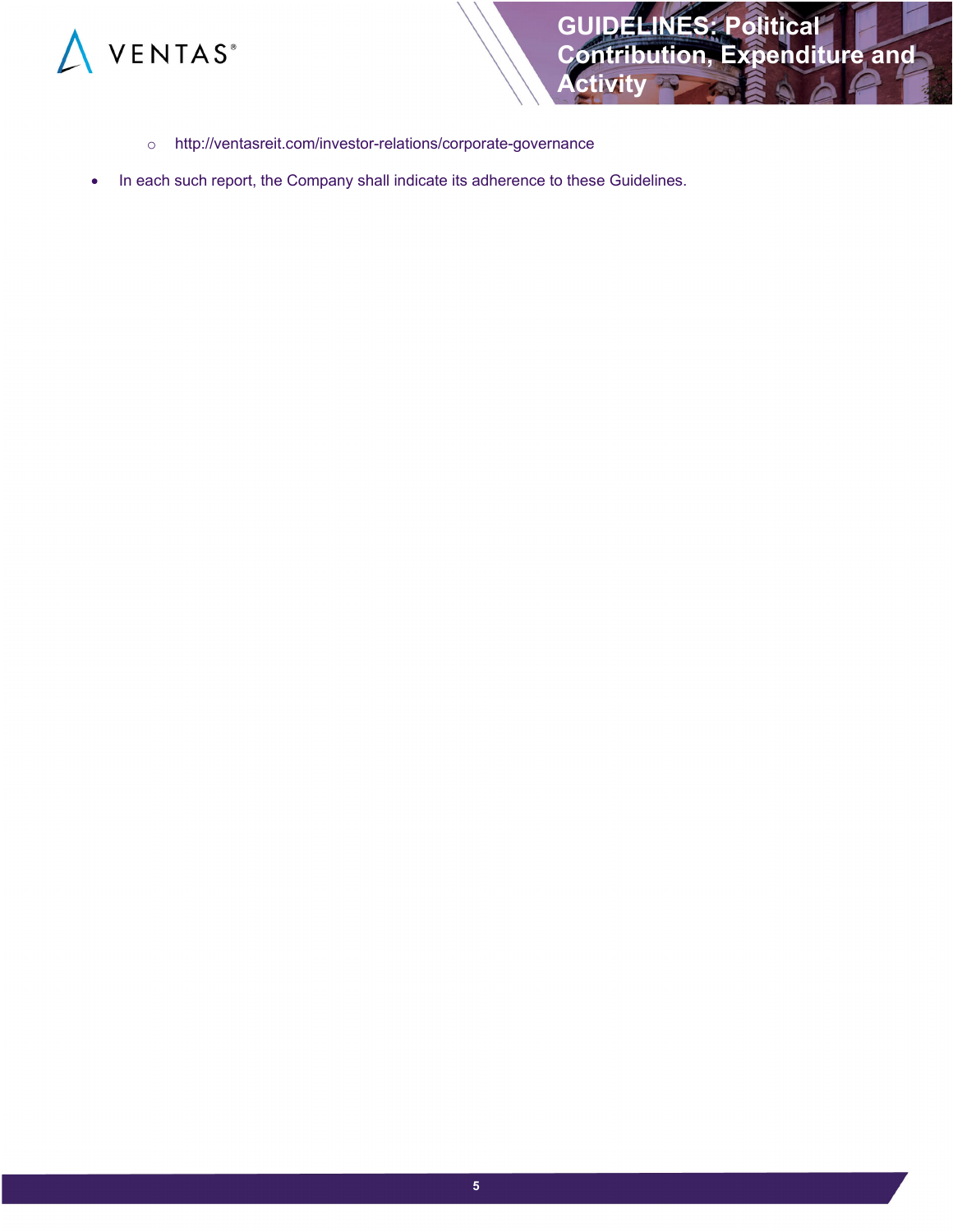- http://ventasreit.com/investor-relations/corporate-governance

- In each such report, the Company shall indicate its adherence to these Guidelines.